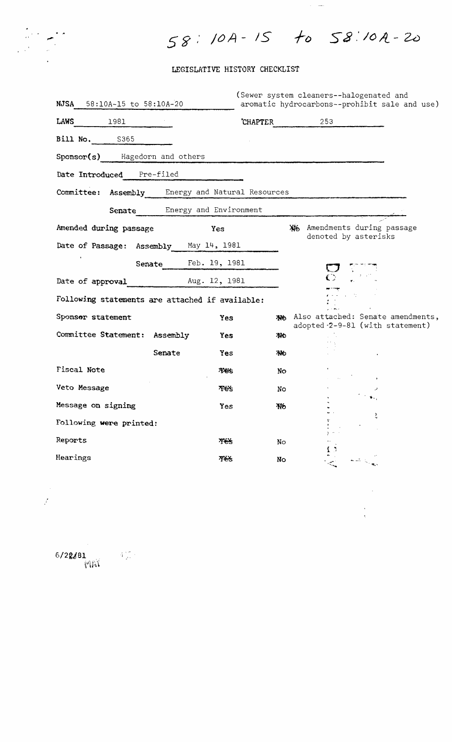58:10A-15 to 58:10A-20

## LEGISLATIVE HISTORY CHECKLIST

**NJSA** 58:10A-15 to 58:10A-20 (Sewer system cleaners--halogenated and aromatic hydrocarbons--prohibit sale and use)

**LAWS** 1981 **CHAPTER** 253

**Bill No.** S365

**Sponsor(s)** Hagedorn and others

**Date Introduced** Pre-filed

**Committee:** Assembly Energy and Natural Resources

Senate Energy and Environment

| | | | |
|---|---|---|---|
| Amended during passage | Yes | ~~No~~ | Amendments during passage denoted by asterisks |
| Date of Passage: Assembly | May 14, 1981 | | |
| Senate | Feb. 19, 1981 | | |
| Date of approval | Aug. 12, 1981 | | |

Following statements are attached if available:

| | | | |
|---|---|---|---|
| Sponsor statement | Yes | ~~No~~ | Also attached: Senate amendments, adopted 2-9-81 (with statement) |
| Committee Statement: Assembly | Yes | ~~No~~ | |
| Senate | Yes | ~~No~~ | |
| Fiscal Note | ~~Yes~~ | No | |
| Veto Message | ~~Yes~~ | No | |
| Message on signing | Yes | ~~No~~ | |

Following were printed:

| | | |
|---|---|---|
| Reports | ~~Yes~~ | No |
| Hearings | ~~Yes~~ | No |

6/22/81
MAY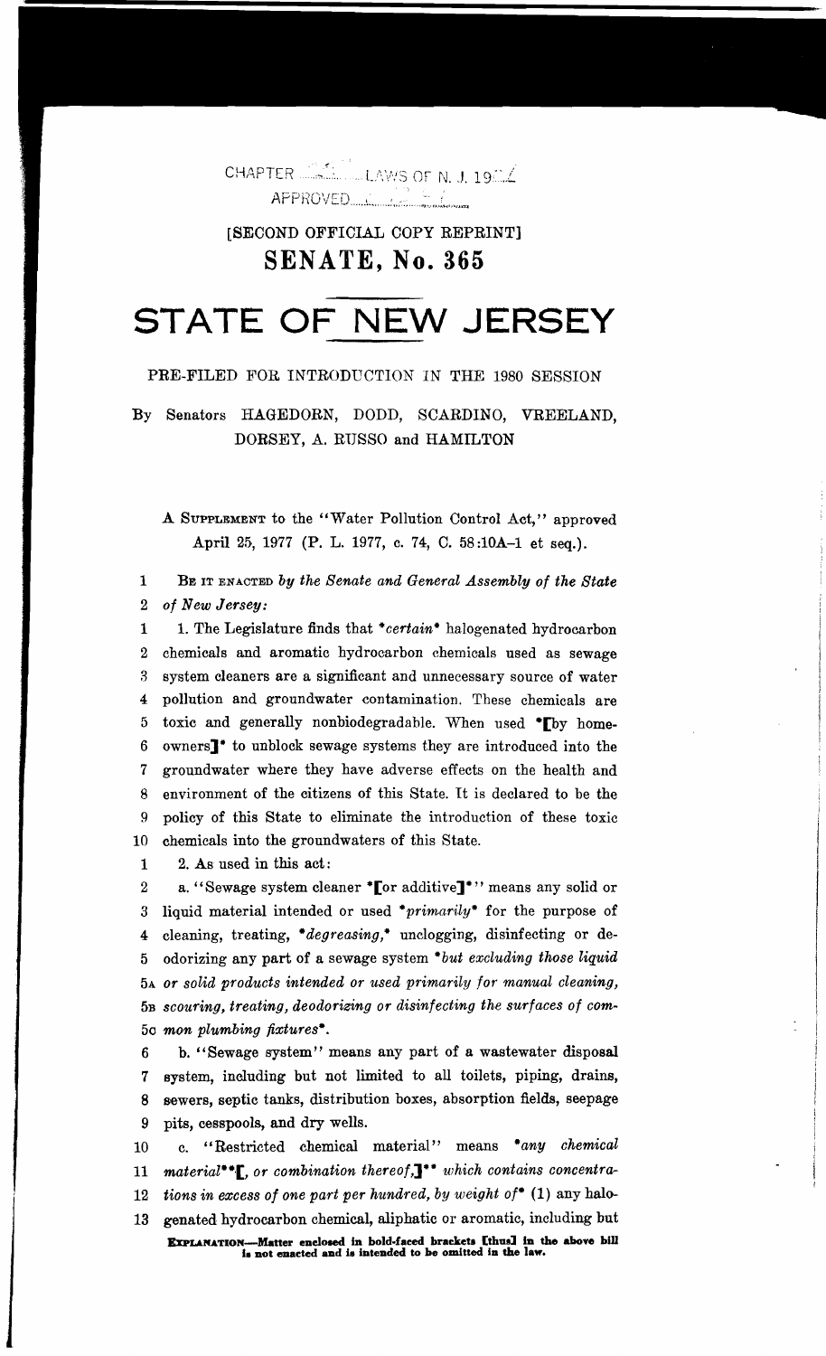CHAPTER ... LAWS OF N. J. 19..
APPROVED...

[SECOND OFFICIAL COPY REPRINT]

# SENATE, No. 365

# STATE OF NEW JERSEY

PRE-FILED FOR INTRODUCTION IN THE 1980 SESSION

By Senators HAGEDORN, DODD, SCARDINO, VREELAND, DORSEY, A. RUSSO and HAMILTON

A SUPPLEMENT to the "Water Pollution Control Act," approved April 25, 1977 (P. L. 1977, c. 74, C. 58:10A-1 et seq.).

1 BE IT ENACTED *by the Senate and General Assembly of the State*
2 *of New Jersey:*

1 1. The Legislature finds that \**certain*\* halogenated hydrocarbon
2 chemicals and aromatic hydrocarbon chemicals used as sewage
3 system cleaners are a significant and unnecessary source of water
4 pollution and groundwater contamination. These chemicals are
5 toxic and generally nonbiodegradable. When used \*[by home-
6 owners]\* to unblock sewage systems they are introduced into the
7 groundwater where they have adverse effects on the health and
8 environment of the citizens of this State. It is declared to be the
9 policy of this State to eliminate the introduction of these toxic
10 chemicals into the groundwaters of this State.

1 2. As used in this act:

2 a. "Sewage system cleaner \*[or additive]\*" means any solid or
3 liquid material intended or used \**primarily*\* for the purpose of
4 cleaning, treating, \**degreasing,*\* unclogging, disinfecting or de-
5 odorizing any part of a sewage system \**but excluding those liquid*
5A *or solid products intended or used primarily for manual cleaning,*
5B *scouring, treating, deodorizing or disinfecting the surfaces of com-*
5C *mon plumbing fixtures*\*.

6 b. "Sewage system" means any part of a wastewater disposal
7 system, including but not limited to all toilets, piping, drains,
8 sewers, septic tanks, distribution boxes, absorption fields, seepage
9 pits, cesspools, and dry wells.

10 c. "Restricted chemical material" means \**any chemical*
11 *material*\*\*[, or combination thereof,]\*\* *which contains concentra-*
12 *tions in excess of one part per hundred, by weight of*\* (1) any halo-
13 genated hydrocarbon chemical, aliphatic or aromatic, including but

**EXPLANATION**—Matter enclosed in bold-faced brackets [thus] in the above bill is not enacted and is intended to be omitted in the law.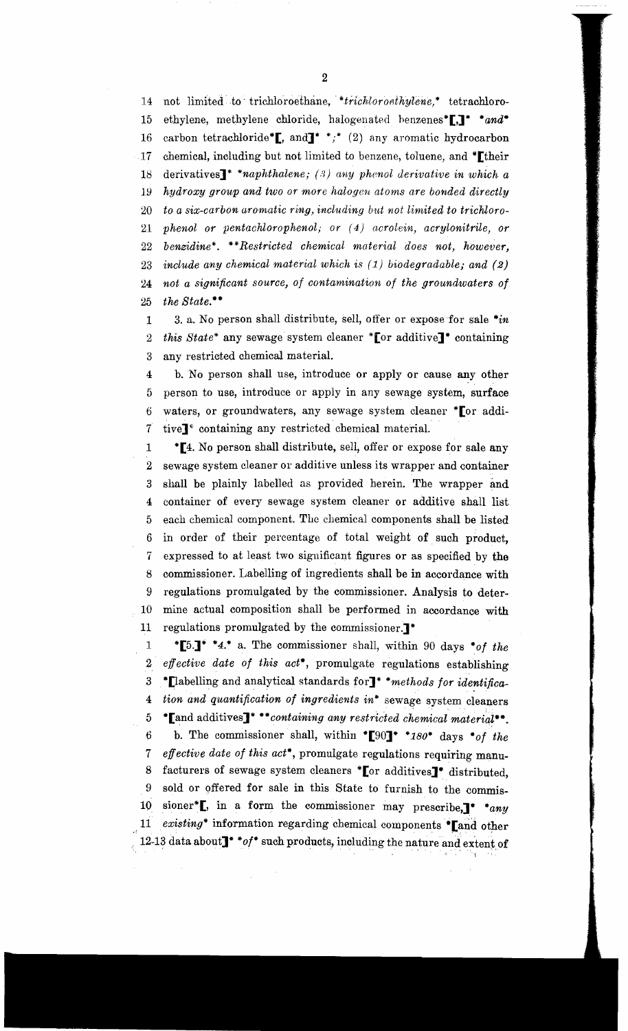14 not limited to trichloroethane, *trichloroethylene,* tetrachloro-
15 ethylene, methylene chloride, halogenated benzenes*[,]* *and*
16 carbon tetrachloride*[, and]* *;* (2) any aromatic hydrocarbon
17 chemical, including but not limited to benzene, toluene, and *[their
18 derivatives]* *naphthalene; (3) any phenol derivative in which a
19 hydroxy group and two or more halogen atoms are bonded directly
20 to a six-carbon aromatic ring, including but not limited to trichloro-
21 phenol or pentachlorophenol; or (4) acrolein, acrylonitrile, or
22 benzidine*. **Restricted chemical material does not, however,
23 include any chemical material which is (1) biodegradable; and (2)
24 not a significant source, of contamination of the groundwaters of
25 the State.**

1 3. a. No person shall distribute, sell, offer or expose for sale *in
2 this State* any sewage system cleaner *[or additive]* containing
3 any restricted chemical material.

4 b. No person shall use, introduce or apply or cause any other
5 person to use, introduce or apply in any sewage system, surface
6 waters, or groundwaters, any sewage system cleaner *[or addi-
7 tive]* containing any restricted chemical material.

1 *[4. No person shall distribute, sell, offer or expose for sale any
2 sewage system cleaner or additive unless its wrapper and container
3 shall be plainly labelled as provided herein. The wrapper and
4 container of every sewage system cleaner or additive shall list
5 each chemical component. The chemical components shall be listed
6 in order of their percentage of total weight of such product,
7 expressed to at least two significant figures or as specified by the
8 commissioner. Labelling of ingredients shall be in accordance with
9 regulations promulgated by the commissioner. Analysis to deter-
10 mine actual composition shall be performed in accordance with
11 regulations promulgated by the commissioner.]*

1 *[5.]* *4.* a. The commissioner shall, within 90 days *of the
2 effective date of this act*, promulgate regulations establishing
3 *[labelling and analytical standards for]* *methods for identifica-
4 tion and quantification of ingredients in* sewage system cleaners
5 *[and additives]* **containing any restricted chemical material**.

6 b. The commissioner shall, within *[90]* *180* days *of the
7 effective date of this act*, promulgate regulations requiring manu-
8 facturers of sewage system cleaners *[or additives]* distributed,
9 sold or offered for sale in this State to furnish to the commis-
10 sioner*[, in a form the commissioner may prescribe,]* *any
11 existing* information regarding chemical components *[and other
12-13 data about]* *of* such products, including the nature and extent of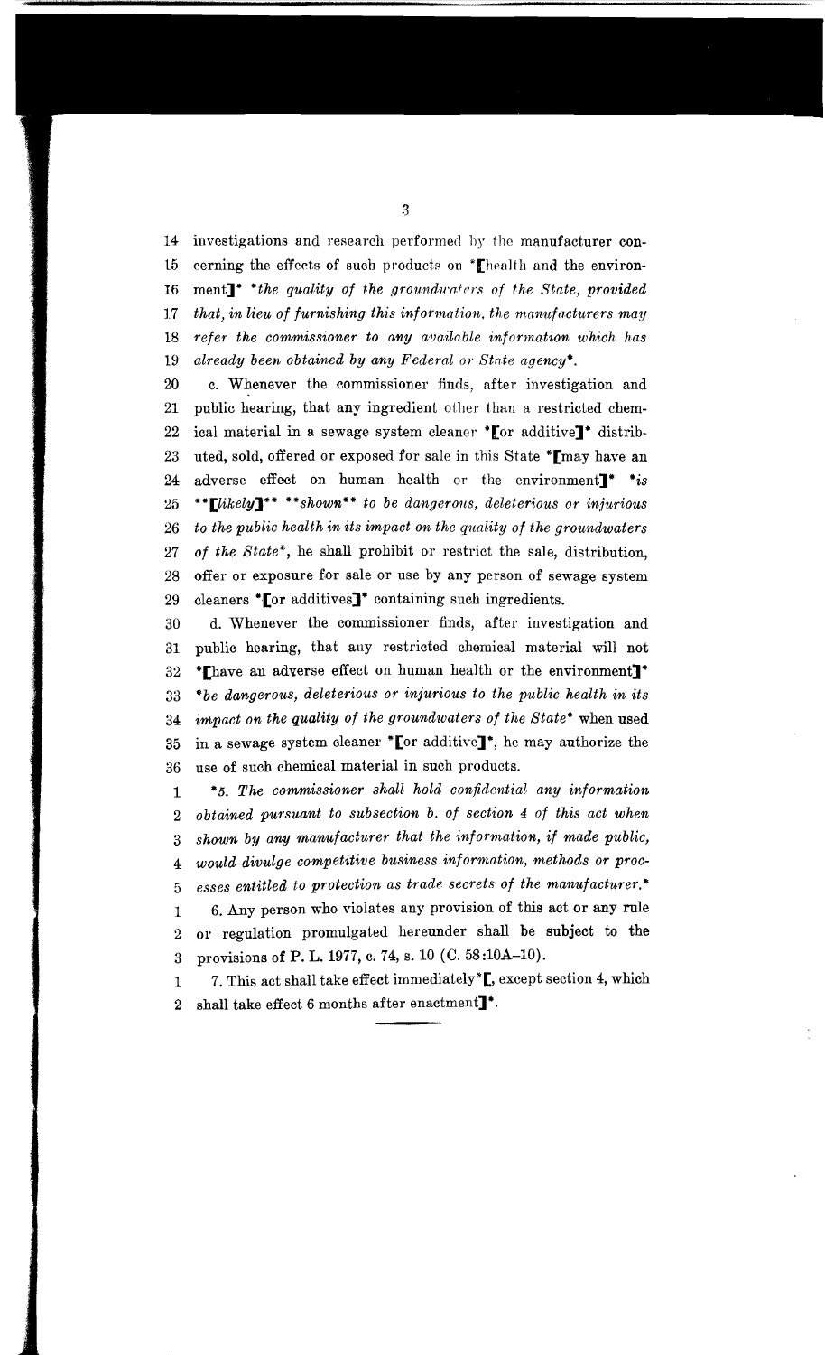14 investigations and research performed by the manufacturer con-
15 cerning the effects of such products on *[health and the environ-
16 ment]* *the quality of the groundwaters of the State, provided*
17 *that, in lieu of furnishing this information, the manufacturers may*
18 *refer the commissioner to any available information which has*
19 *already been obtained by any Federal or State agency*.

20 c. Whenever the commissioner finds, after investigation and
21 public hearing, that any ingredient other than a restricted chem-
22 ical material in a sewage system cleaner *[or additive]* distrib-
23 uted, sold, offered or exposed for sale in this State *[may have an
24 adverse effect on human health or the environment]* *is*
25 ***[likely]*** ***shown*** *to be dangerous, deleterious or injurious*
26 *to the public health in its impact on the quality of the groundwaters*
27 *of the State**, he shall prohibit or restrict the sale, distribution,
28 offer or exposure for sale or use by any person of sewage system
29 cleaners *[or additives]* containing such ingredients.

30 d. Whenever the commissioner finds, after investigation and
31 public hearing, that any restricted chemical material will not
32 *[have an adverse effect on human health or the environment]*
33 **be dangerous, deleterious or injurious to the public health in its*
34 *impact on the quality of the groundwaters of the State** when used
35 in a sewage system cleaner *[or additive]*, he may authorize the
36 use of such chemical material in such products.

1 **5. The commissioner shall hold confidential any information*
2 *obtained pursuant to subsection b. of section 4 of this act when*
3 *shown by any manufacturer that the information, if made public,*
4 *would divulge competitive business information, methods or proc-*
5 *esses entitled to protection as trade secrets of the manufacturer.**

1 6. Any person who violates any provision of this act or any rule
2 or regulation promulgated hereunder shall be subject to the
3 provisions of P. L. 1977, c. 74, s. 10 (C. 58:10A-10).

1 7. This act shall take effect immediately*[, except section 4, which
2 shall take effect 6 months after enactment]*.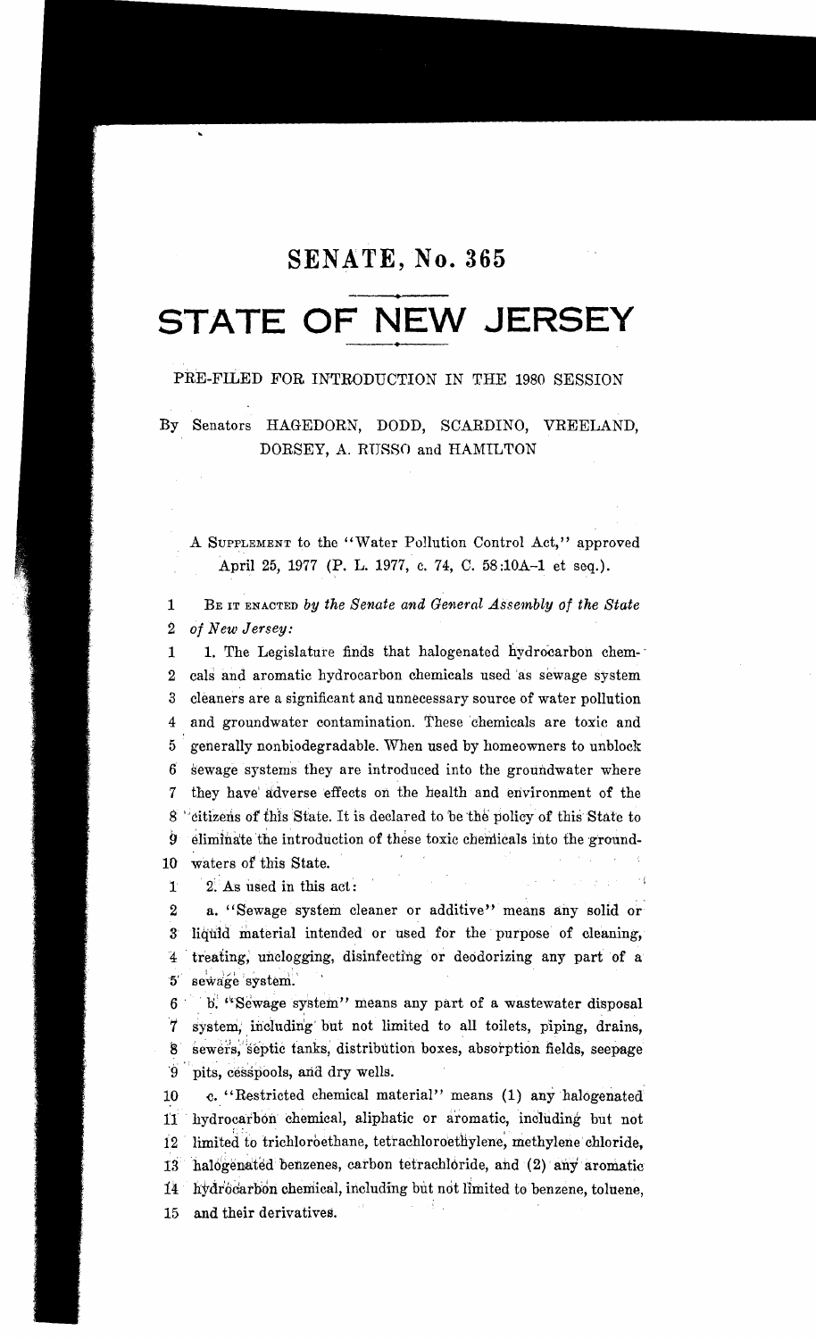# SENATE, No. 365

# STATE OF NEW JERSEY

PRE-FILED FOR INTRODUCTION IN THE 1980 SESSION

By Senators HAGEDORN, DODD, SCARDINO, VREELAND, DORSEY, A. RUSSO and HAMILTON

A SUPPLEMENT to the "Water Pollution Control Act," approved April 25, 1977 (P. L. 1977, c. 74, C. 58:10A-1 et seq.).

1 BE IT ENACTED *by the Senate and General Assembly of the State*
2 *of New Jersey:*

1 1. The Legislature finds that halogenated hydrocarbon chem-
2 cals and aromatic hydrocarbon chemicals used as sewage system
3 cleaners are a significant and unnecessary source of water pollution
4 and groundwater contamination. These chemicals are toxic and
5 generally nonbiodegradable. When used by homeowners to unblock
6 sewage systems they are introduced into the groundwater where
7 they have adverse effects on the health and environment of the
8 citizens of this State. It is declared to be the policy of this State to
9 eliminate the introduction of these toxic chemicals into the ground-
10 waters of this State.

1 2. As used in this act:
2 a. "Sewage system cleaner or additive" means any solid or
3 liquid material intended or used for the purpose of cleaning,
4 treating, unclogging, disinfecting or deodorizing any part of a
5 sewage system.
6 b. "Sewage system" means any part of a wastewater disposal
7 system, including but not limited to all toilets, piping, drains,
8 sewers, septic tanks, distribution boxes, absorption fields, seepage
9 pits, cesspools, and dry wells.
10 c. "Restricted chemical material" means (1) any halogenated
11 hydrocarbon chemical, aliphatic or aromatic, including but not
12 limited to trichloroethane, tetrachloroethylene, methylene chloride,
13 halogenated benzenes, carbon tetrachloride, and (2) any aromatic
14 hydrocarbon chemical, including but not limited to benzene, toluene,
15 and their derivatives.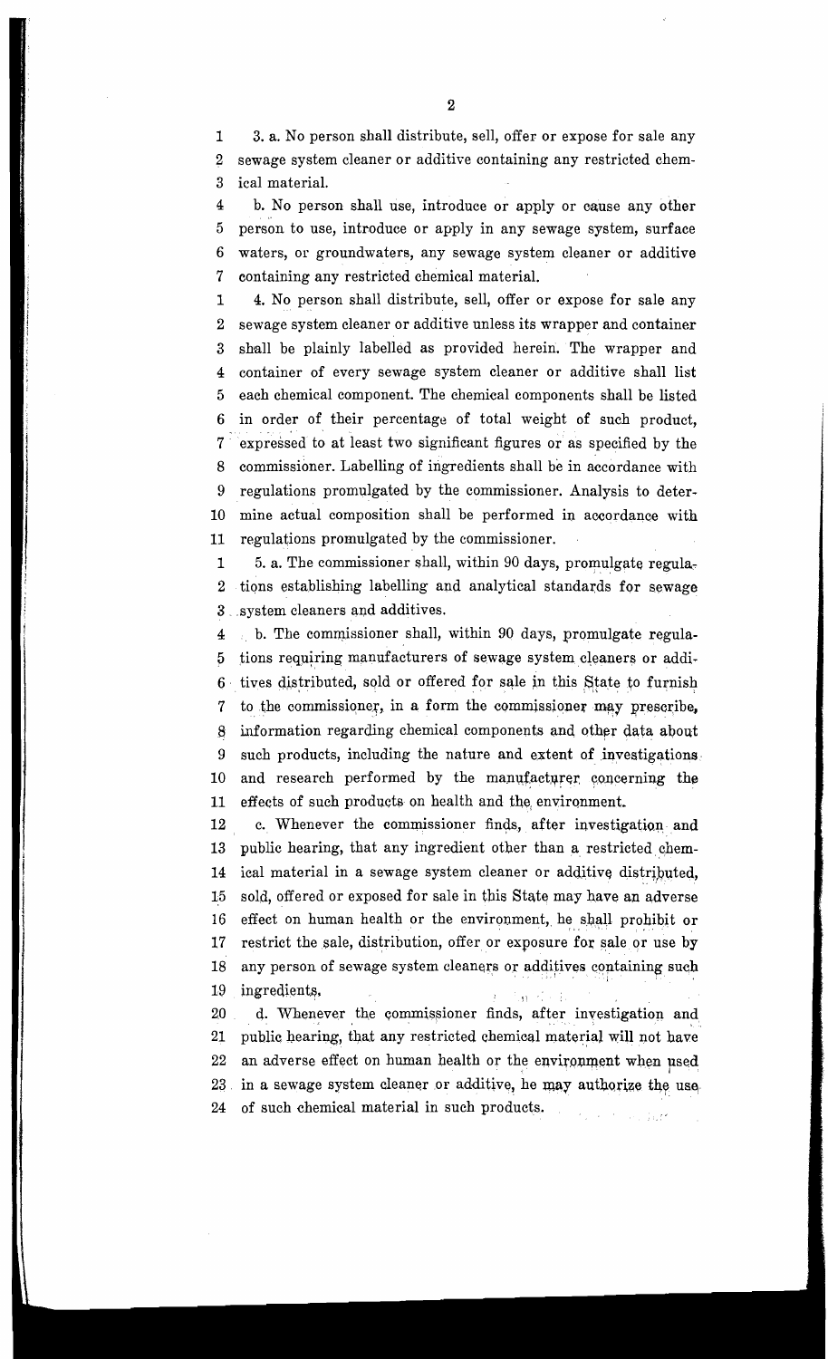3. a. No person shall distribute, sell, offer or expose for sale any sewage system cleaner or additive containing any restricted chemical material.

b. No person shall use, introduce or apply or cause any other person to use, introduce or apply in any sewage system, surface waters, or groundwaters, any sewage system cleaner or additive containing any restricted chemical material.

4. No person shall distribute, sell, offer or expose for sale any sewage system cleaner or additive unless its wrapper and container shall be plainly labelled as provided herein. The wrapper and container of every sewage system cleaner or additive shall list each chemical component. The chemical components shall be listed in order of their percentage of total weight of such product, expressed to at least two significant figures or as specified by the commissioner. Labelling of ingredients shall be in accordance with regulations promulgated by the commissioner. Analysis to determine actual composition shall be performed in accordance with regulations promulgated by the commissioner.

5. a. The commissioner shall, within 90 days, promulgate regulations establishing labelling and analytical standards for sewage system cleaners and additives.

b. The commissioner shall, within 90 days, promulgate regulations requiring manufacturers of sewage system cleaners or additives distributed, sold or offered for sale in this State to furnish to the commissioner, in a form the commissioner may prescribe, information regarding chemical components and other data about such products, including the nature and extent of investigations and research performed by the manufacturer concerning the effects of such products on health and the environment.

c. Whenever the commissioner finds, after investigation and public hearing, that any ingredient other than a restricted chemical material in a sewage system cleaner or additive distributed, sold, offered or exposed for sale in this State may have an adverse effect on human health or the environment, he shall prohibit or restrict the sale, distribution, offer or exposure for sale or use by any person of sewage system cleaners or additives containing such ingredients.

d. Whenever the commissioner finds, after investigation and public hearing, that any restricted chemical material will not have an adverse effect on human health or the environment when used in a sewage system cleaner or additive, he may authorize the use of such chemical material in such products.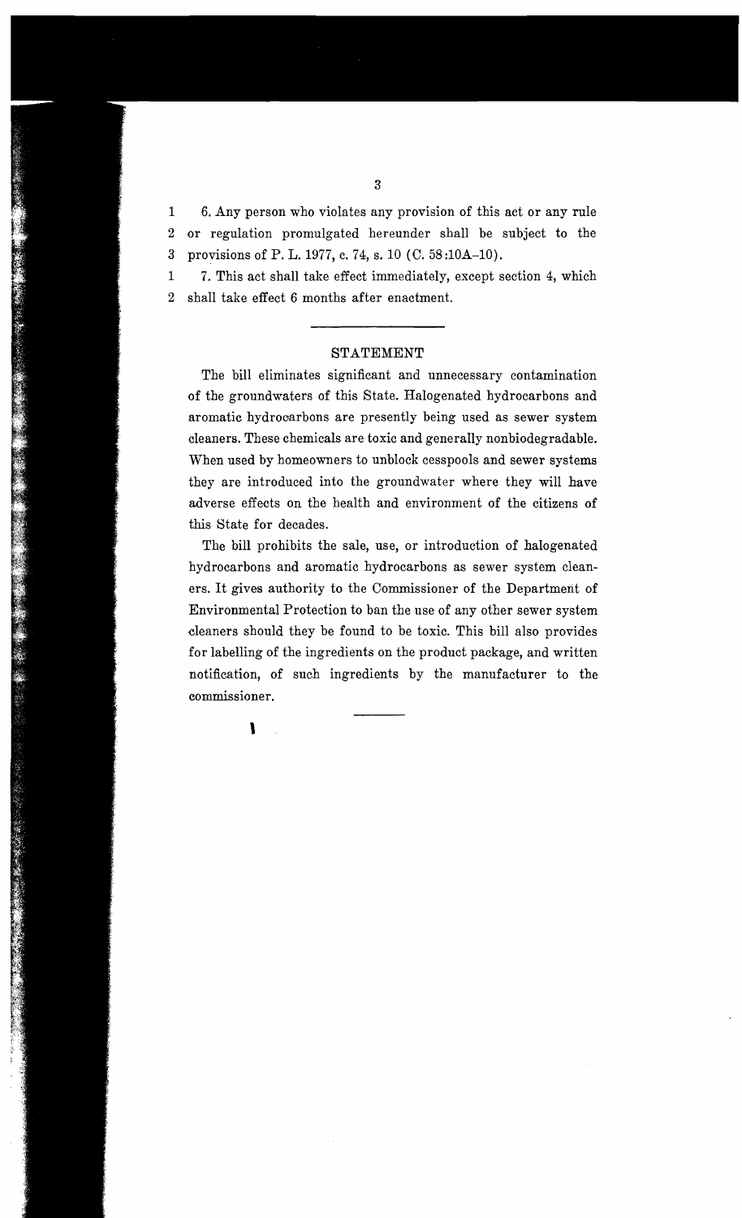1 6. Any person who violates any provision of this act or any rule
2 or regulation promulgated hereunder shall be subject to the
3 provisions of P. L. 1977, c. 74, s. 10 (C. 58:10A-10).

1 7. This act shall take effect immediately, except section 4, which
2 shall take effect 6 months after enactment.

---

## STATEMENT

The bill eliminates significant and unnecessary contamination of the groundwaters of this State. Halogenated hydrocarbons and aromatic hydrocarbons are presently being used as sewer system cleaners. These chemicals are toxic and generally nonbiodegradable. When used by homeowners to unblock cesspools and sewer systems they are introduced into the groundwater where they will have adverse effects on the health and environment of the citizens of this State for decades.

The bill prohibits the sale, use, or introduction of halogenated hydrocarbons and aromatic hydrocarbons as sewer system cleaners. It gives authority to the Commissioner of the Department of Environmental Protection to ban the use of any other sewer system cleaners should they be found to be toxic. This bill also provides for labelling of the ingredients on the product package, and written notification, of such ingredients by the manufacturer to the commissioner.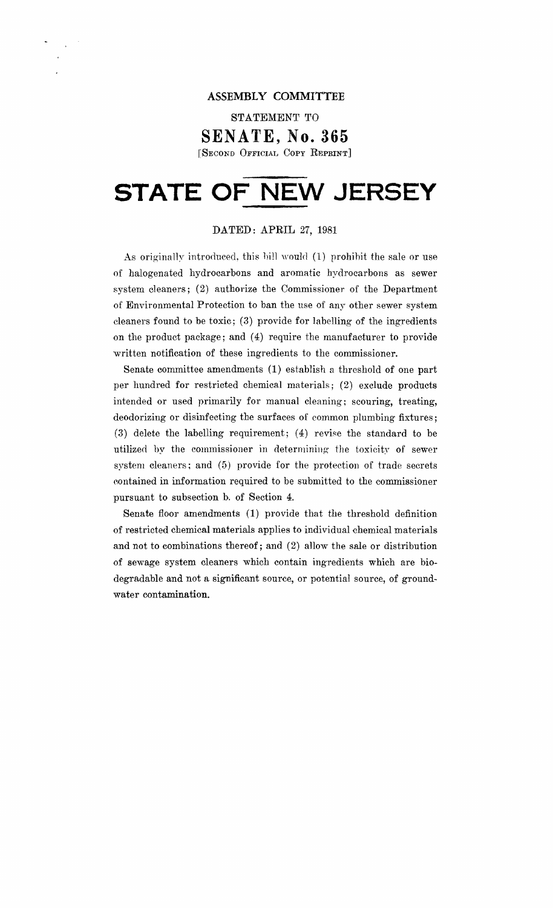ASSEMBLY COMMITTEE

STATEMENT TO

# SENATE, No. 365

[SECOND OFFICIAL COPY REPRINT]

# STATE OF NEW JERSEY

DATED: APRIL 27, 1981

As originally introduced, this bill would (1) prohibit the sale or use of halogenated hydrocarbons and aromatic hydrocarbons as sewer system cleaners; (2) authorize the Commissioner of the Department of Environmental Protection to ban the use of any other sewer system cleaners found to be toxic; (3) provide for labelling of the ingredients on the product package; and (4) require the manufacturer to provide written notification of these ingredients to the commissioner.

Senate committee amendments (1) establish a threshold of one part per hundred for restricted chemical materials; (2) exclude products intended or used primarily for manual cleaning; scouring, treating, deodorizing or disinfecting the surfaces of common plumbing fixtures; (3) delete the labelling requirement; (4) revise the standard to be utilized by the commissioner in determining the toxicity of sewer system cleaners; and (5) provide for the protection of trade secrets contained in information required to be submitted to the commissioner pursuant to subsection b. of Section 4.

Senate floor amendments (1) provide that the threshold definition of restricted chemical materials applies to individual chemical materials and not to combinations thereof; and (2) allow the sale or distribution of sewage system cleaners which contain ingredients which are biodegradable and not a significant source, or potential source, of groundwater contamination.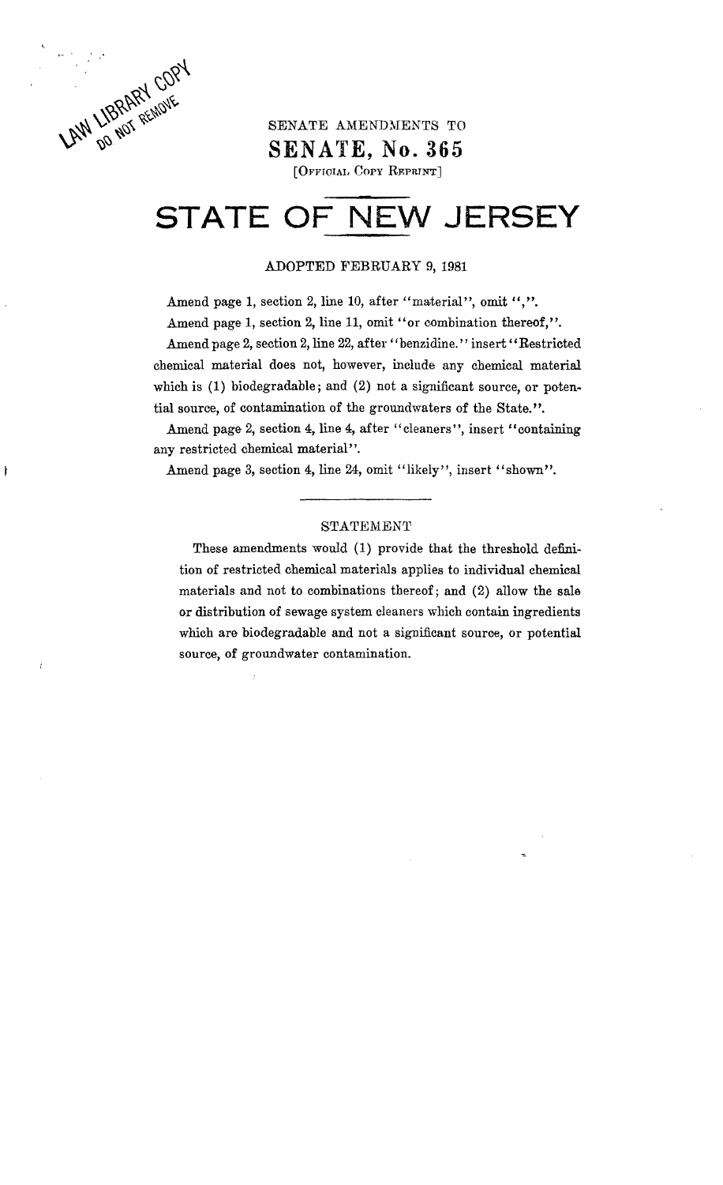LAW LIBRARY COPY
DO NOT REMOVE

SENATE AMENDMENTS TO

# SENATE, No. 365

[OFFICIAL COPY REPRINT]

# STATE OF NEW JERSEY

ADOPTED FEBRUARY 9, 1981

Amend page 1, section 2, line 10, after "material", omit ",".

Amend page 1, section 2, line 11, omit "or combination thereof,".

Amend page 2, section 2, line 22, after "benzidine." insert "Restricted chemical material does not, however, include any chemical material which is (1) biodegradable; and (2) not a significant source, or potential source, of contamination of the groundwaters of the State.".

Amend page 2, section 4, line 4, after "cleaners", insert "containing any restricted chemical material".

Amend page 3, section 4, line 24, omit "likely", insert "shown".

## STATEMENT

These amendments would (1) provide that the threshold definition of restricted chemical materials applies to individual chemical materials and not to combinations thereof; and (2) allow the sale or distribution of sewage system cleaners which contain ingredients which are biodegradable and not a significant source, or potential source, of groundwater contamination.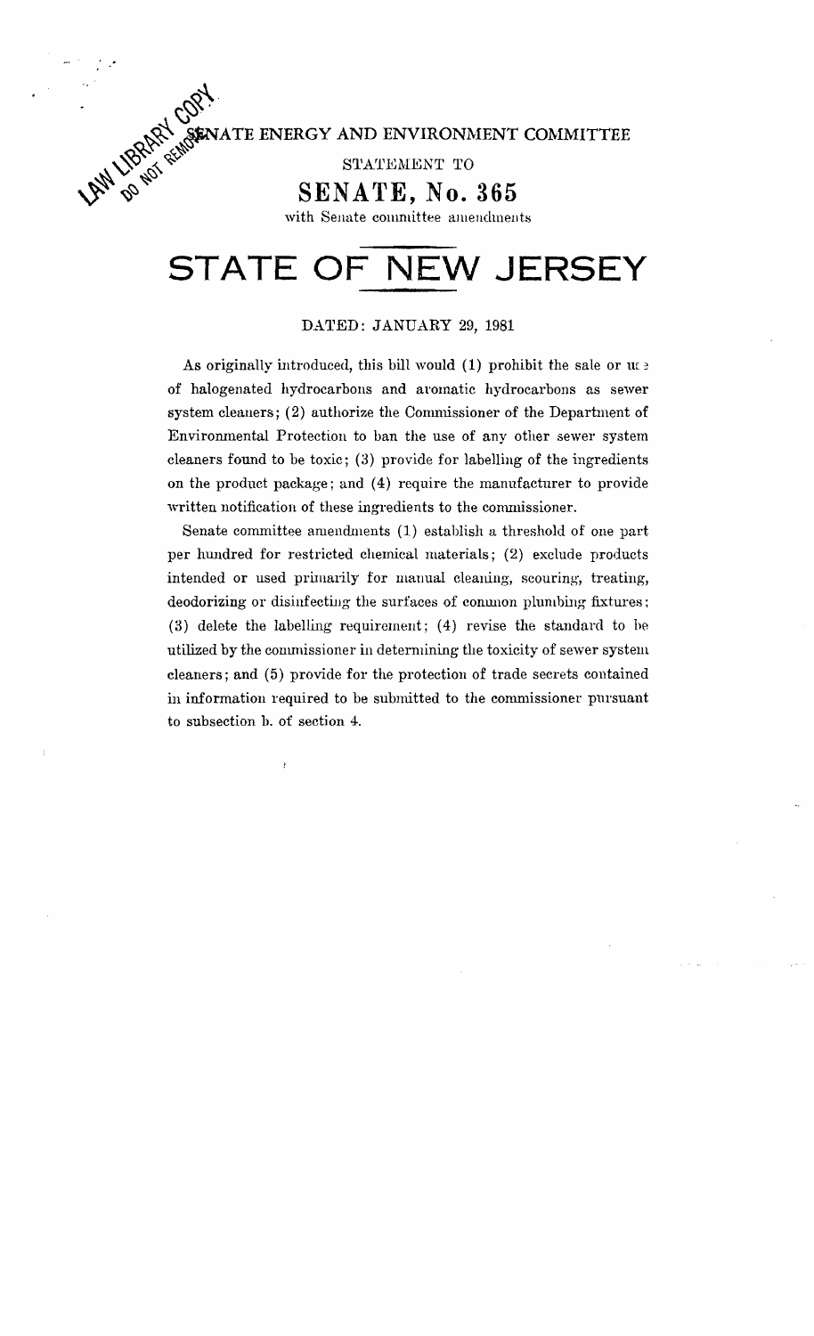SENATE ENERGY AND ENVIRONMENT COMMITTEE

STATEMENT TO

# SENATE, No. 365

with Senate committee amendments

# STATE OF NEW JERSEY

DATED: JANUARY 29, 1981

As originally introduced, this bill would (1) prohibit the sale or use of halogenated hydrocarbons and aromatic hydrocarbons as sewer system cleaners; (2) authorize the Commissioner of the Department of Environmental Protection to ban the use of any other sewer system cleaners found to be toxic; (3) provide for labelling of the ingredients on the product package; and (4) require the manufacturer to provide written notification of these ingredients to the commissioner.

Senate committee amendments (1) establish a threshold of one part per hundred for restricted chemical materials; (2) exclude products intended or used primarily for manual cleaning, scouring, treating, deodorizing or disinfecting the surfaces of common plumbing fixtures; (3) delete the labelling requirement; (4) revise the standard to be utilized by the commissioner in determining the toxicity of sewer system cleaners; and (5) provide for the protection of trade secrets contained in information required to be submitted to the commissioner pursuant to subsection b. of section 4.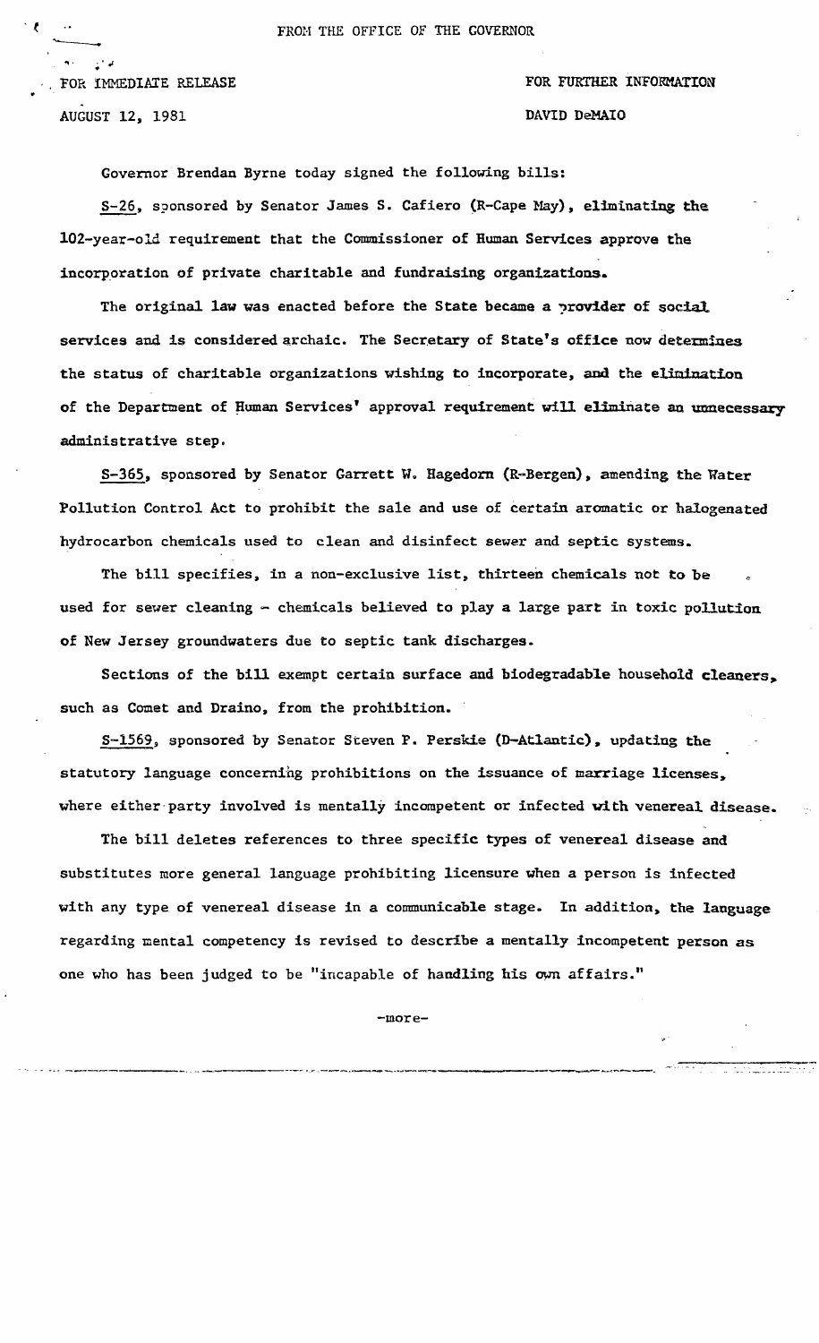FROM THE OFFICE OF THE GOVERNOR

FOR IMMEDIATE RELEASE

AUGUST 12, 1981

FOR FURTHER INFORMATION

DAVID DeMAIO

Governor Brendan Byrne today signed the following bills:

S-26, sponsored by Senator James S. Cafiero (R-Cape May), eliminating the 102-year-old requirement that the Commissioner of Human Services approve the incorporation of private charitable and fundraising organizations.

The original law was enacted before the State became a provider of social services and is considered archaic. The Secretary of State's office now determines the status of charitable organizations wishing to incorporate, and the elimination of the Department of Human Services' approval requirement will eliminate an unnecessary administrative step.

S-365, sponsored by Senator Garrett W. Hagedorn (R-Bergen), amending the Water Pollution Control Act to prohibit the sale and use of certain aromatic or halogenated hydrocarbon chemicals used to clean and disinfect sewer and septic systems.

The bill specifies, in a non-exclusive list, thirteen chemicals not to be used for sewer cleaning - chemicals believed to play a large part in toxic pollution of New Jersey groundwaters due to septic tank discharges.

Sections of the bill exempt certain surface and biodegradable household cleaners, such as Comet and Draino, from the prohibition.

S-1569, sponsored by Senator Steven P. Perskie (D-Atlantic), updating the statutory language concerning prohibitions on the issuance of marriage licenses, where either party involved is mentally incompetent or infected with venereal disease.

The bill deletes references to three specific types of venereal disease and substitutes more general language prohibiting licensure when a person is infected with any type of venereal disease in a communicable stage. In addition, the language regarding mental competency is revised to describe a mentally incompetent person as one who has been judged to be "incapable of handling his own affairs."

-more-